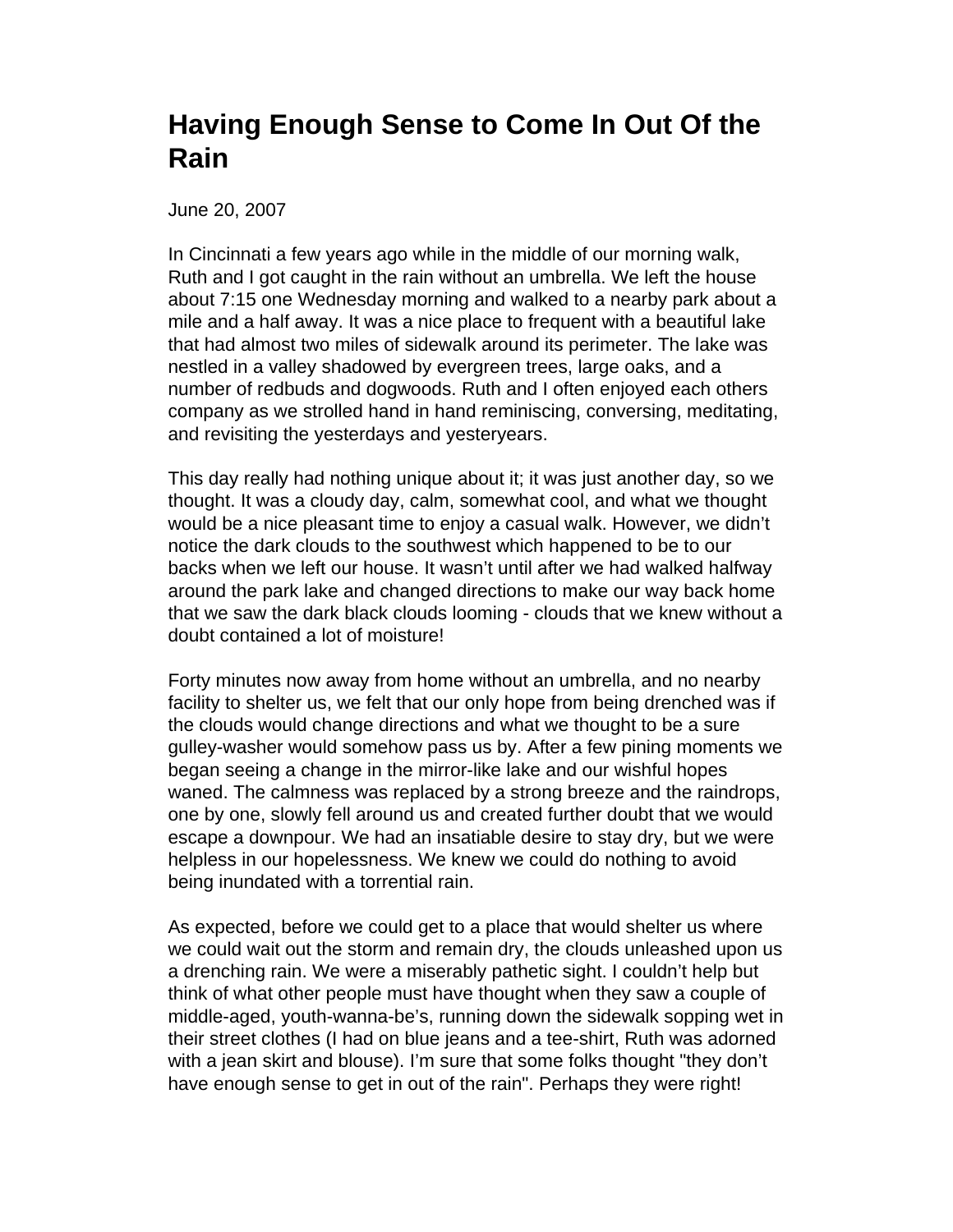# Having Enough Sense to Come In Out Of the Rain

June 20, 2007

In Cincinnati a few years ago while in the middle of our morning walk, Ruth and I got caught in the rain without an umbrella. We left the house about 7:15 one Wednesday morning and walked to a nearby park about a mile and a half away. It was a nice place to frequent with a beautiful lake that had almost two miles of sidewalk around its perimeter. The lake was nestled in a valley shadowed by evergreen trees, large oaks, and a number of redbuds and dogwoods. Ruth and I often enjoyed each others company as we strolled hand in hand reminiscing, conversing, meditating, and revisiting the yesterdays and yesteryears.

This day really had nothing unique about it; it was just another day, so we thought. It was a cloudy day, calm, somewhat cool, and what we thought would be a nice pleasant time to enjoy a casual walk. However, we didn't notice the dark clouds to the southwest which happened to be to our backs when we left our house. It wasn't until after we had walked halfway around the park lake and changed directions to make our way back home that we saw the dark black clouds looming - clouds that we knew without a doubt contained a lot of moisture!

Forty minutes now away from home without an umbrella, and no nearby facility to shelter us, we felt that our only hope from being drenched was if the clouds would change directions and what we thought to be a sure gulley-washer would somehow pass us by. After a few pining moments we began seeing a change in the mirror-like lake and our wishful hopes waned. The calmness was replaced by a strong breeze and the raindrops, one by one, slowly fell around us and created further doubt that we would escape a downpour. We had an insatiable desire to stay dry, but we were helpless in our hopelessness. We knew we could do nothing to avoid being inundated with a torrential rain.

As expected, before we could get to a place that would shelter us where we could wait out the storm and remain dry, the clouds unleashed upon us a drenching rain. We were a miserably pathetic sight. I couldn't help but think of what other people must have thought when they saw a couple of middle-aged, youth-wanna-be's, running down the sidewalk sopping wet in their street clothes (I had on blue jeans and a tee-shirt, Ruth was adorned with a jean skirt and blouse). I'm sure that some folks thought "they don't have enough sense to get in out of the rain". Perhaps they were right!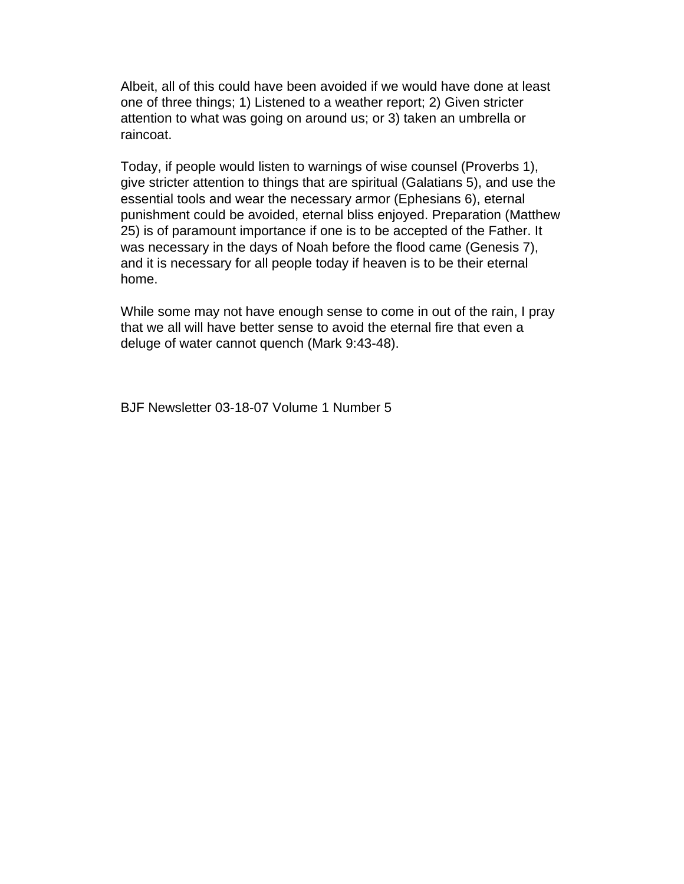Albeit, all of this could have been avoided if we would have done at least one of three things; 1) Listened to a weather report; 2) Given stricter attention to what was going on around us; or 3) taken an umbrella or raincoat.

Today, if people would listen to warnings of wise counsel (Proverbs 1), give stricter attention to things that are spiritual (Galatians 5), and use the essential tools and wear the necessary armor (Ephesians 6), eternal punishment could be avoided, eternal bliss enjoyed. Preparation (Matthew 25) is of paramount importance if one is to be accepted of the Father. It was necessary in the days of Noah before the flood came (Genesis 7), and it is necessary for all people today if heaven is to be their eternal home.

While some may not have enough sense to come in out of the rain, I pray that we all will have better sense to avoid the eternal fire that even a deluge of water cannot quench (Mark 9:43-48).

BJF Newsletter 03-18-07 Volume 1 Number 5